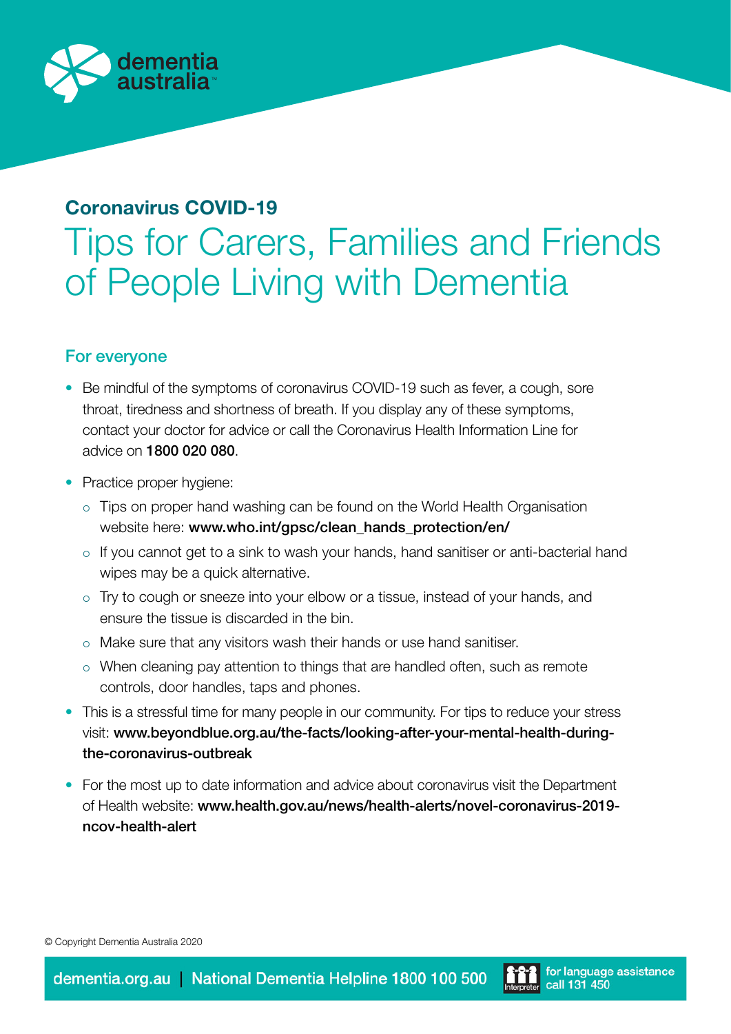dementia australia

**Coronavirus COVID-19**

# Tips for Carers, Families and Friends of People Living with Dementia

## For everyone

- Be mindful of the symptoms of coronavirus COVID-19 such as fever, a cough, sore throat, tiredness and shortness of breath. If you display any of these symptoms, contact your doctor for advice or call the Coronavirus Health Information Line for advice on **1800 020 080**.
- Practice proper hygiene:
    - Tips on proper hand washing can be found on the World Health Organisation website here: **www.who.int/gpsc/clean_hands_protection/en/**
    - If you cannot get to a sink to wash your hands, hand sanitiser or anti-bacterial hand wipes may be a quick alternative.
    - Try to cough or sneeze into your elbow or a tissue, instead of your hands, and ensure the tissue is discarded in the bin.
    - Make sure that any visitors wash their hands or use hand sanitiser.
    - When cleaning pay attention to things that are handled often, such as remote controls, door handles, taps and phones.
- This is a stressful time for many people in our community. For tips to reduce your stress visit: **www.beyondblue.org.au/the-facts/looking-after-your-mental-health-during-the-coronavirus-outbreak**
- For the most up to date information and advice about coronavirus visit the Department of Health website: **www.health.gov.au/news/health-alerts/novel-coronavirus-2019-ncov-health-alert**

© Copyright Dementia Australia 2020

dementia.org.au | National Dementia Helpline 1800 100 500 | Interpreter for language assistance call 131 450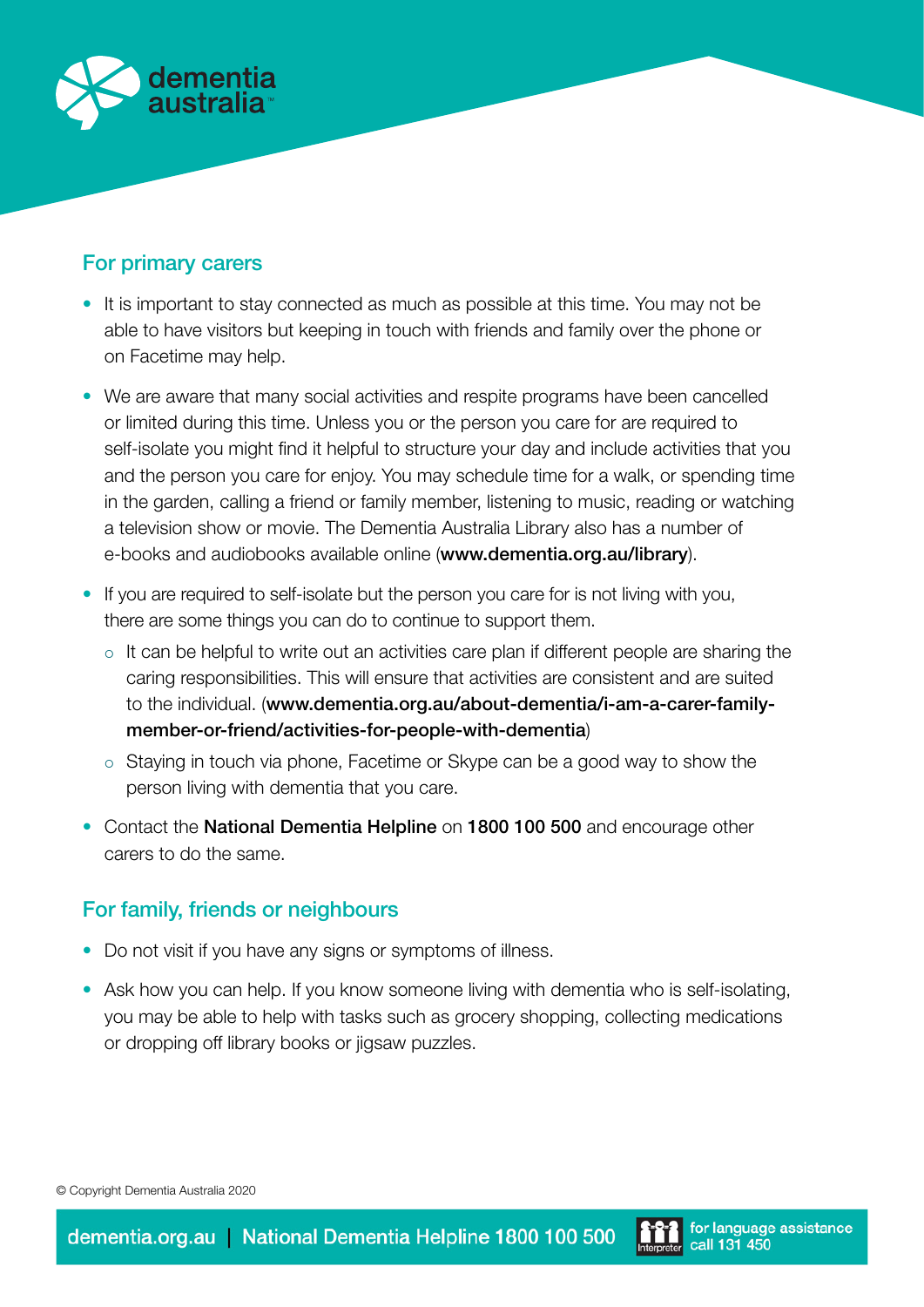## For primary carers

- It is important to stay connected as much as possible at this time. You may not be able to have visitors but keeping in touch with friends and family over the phone or on Facetime may help.
- We are aware that many social activities and respite programs have been cancelled or limited during this time. Unless you or the person you care for are required to self-isolate you might find it helpful to structure your day and include activities that you and the person you care for enjoy. You may schedule time for a walk, or spending time in the garden, calling a friend or family member, listening to music, reading or watching a television show or movie. The Dementia Australia Library also has a number of e-books and audiobooks available online (**www.dementia.org.au/library**).
- If you are required to self-isolate but the person you care for is not living with you, there are some things you can do to continue to support them.
  - It can be helpful to write out an activities care plan if different people are sharing the caring responsibilities. This will ensure that activities are consistent and are suited to the individual. (**www.dementia.org.au/about-dementia/i-am-a-carer-family-member-or-friend/activities-for-people-with-dementia**)
  - Staying in touch via phone, Facetime or Skype can be a good way to show the person living with dementia that you care.
- Contact the **National Dementia Helpline** on **1800 100 500** and encourage other carers to do the same.

## For family, friends or neighbours

- Do not visit if you have any signs or symptoms of illness.
- Ask how you can help. If you know someone living with dementia who is self-isolating, you may be able to help with tasks such as grocery shopping, collecting medications or dropping off library books or jigsaw puzzles.

© Copyright Dementia Australia 2020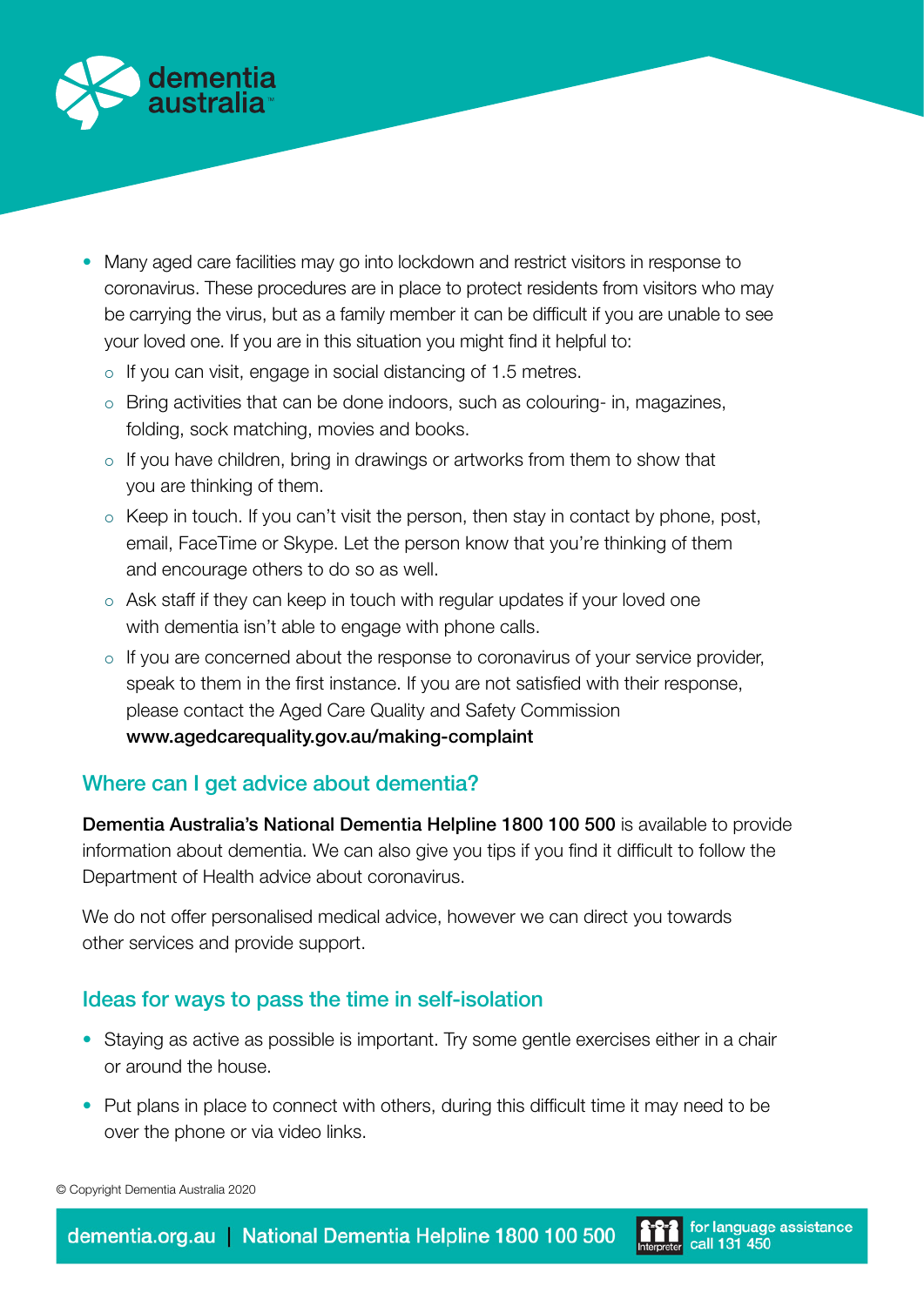- Many aged care facilities may go into lockdown and restrict visitors in response to coronavirus. These procedures are in place to protect residents from visitors who may be carrying the virus, but as a family member it can be difficult if you are unable to see your loved one. If you are in this situation you might find it helpful to:
  - If you can visit, engage in social distancing of 1.5 metres.
  - Bring activities that can be done indoors, such as colouring- in, magazines, folding, sock matching, movies and books.
  - If you have children, bring in drawings or artworks from them to show that you are thinking of them.
  - Keep in touch. If you can't visit the person, then stay in contact by phone, post, email, FaceTime or Skype. Let the person know that you're thinking of them and encourage others to do so as well.
  - Ask staff if they can keep in touch with regular updates if your loved one with dementia isn't able to engage with phone calls.
  - If you are concerned about the response to coronavirus of your service provider, speak to them in the first instance. If you are not satisfied with their response, please contact the Aged Care Quality and Safety Commission **www.agedcarequality.gov.au/making-complaint**

## Where can I get advice about dementia?

**Dementia Australia's National Dementia Helpline 1800 100 500** is available to provide information about dementia. We can also give you tips if you find it difficult to follow the Department of Health advice about coronavirus.

We do not offer personalised medical advice, however we can direct you towards other services and provide support.

## Ideas for ways to pass the time in self-isolation

- Staying as active as possible is important. Try some gentle exercises either in a chair or around the house.
- Put plans in place to connect with others, during this difficult time it may need to be over the phone or via video links.

© Copyright Dementia Australia 2020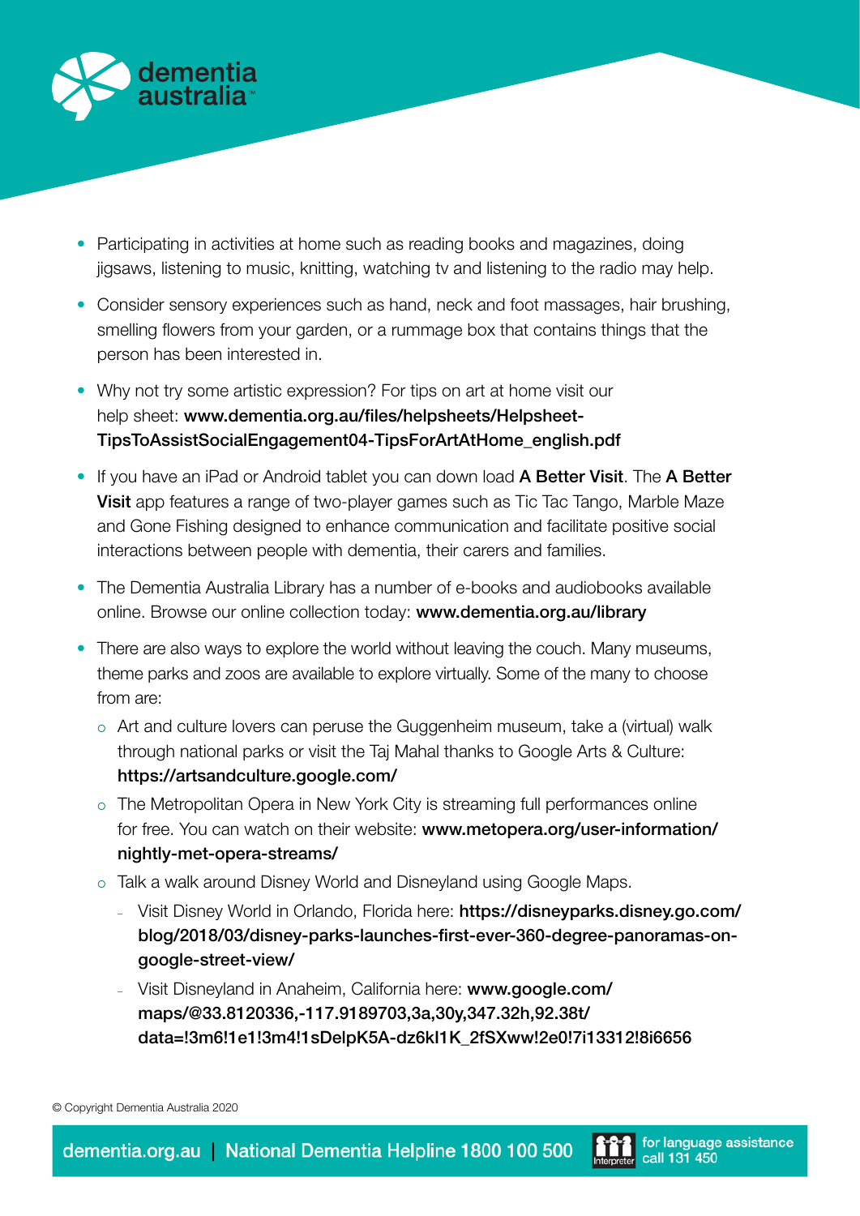- Participating in activities at home such as reading books and magazines, doing jigsaws, listening to music, knitting, watching tv and listening to the radio may help.
- Consider sensory experiences such as hand, neck and foot massages, hair brushing, smelling flowers from your garden, or a rummage box that contains things that the person has been interested in.
- Why not try some artistic expression? For tips on art at home visit our help sheet: **www.dementia.org.au/files/helpsheets/Helpsheet-TipsToAssistSocialEngagement04-TipsForArtAtHome_english.pdf**
- If you have an iPad or Android tablet you can down load **A Better Visit**. The **A Better Visit** app features a range of two-player games such as Tic Tac Tango, Marble Maze and Gone Fishing designed to enhance communication and facilitate positive social interactions between people with dementia, their carers and families.
- The Dementia Australia Library has a number of e-books and audiobooks available online. Browse our online collection today: **www.dementia.org.au/library**
- There are also ways to explore the world without leaving the couch. Many museums, theme parks and zoos are available to explore virtually. Some of the many to choose from are:
  - Art and culture lovers can peruse the Guggenheim museum, take a (virtual) walk through national parks or visit the Taj Mahal thanks to Google Arts & Culture: **https://artsandculture.google.com/**
  - The Metropolitan Opera in New York City is streaming full performances online for free. You can watch on their website: **www.metopera.org/user-information/nightly-met-opera-streams/**
  - Talk a walk around Disney World and Disneyland using Google Maps.
    - Visit Disney World in Orlando, Florida here: **https://disneyparks.disney.go.com/blog/2018/03/disney-parks-launches-first-ever-360-degree-panoramas-on-google-street-view/**
    - Visit Disneyland in Anaheim, California here: **www.google.com/maps/@33.8120336,-117.9189703,3a,30y,347.32h,92.38t/data=!3m6!1e1!3m4!1sDelpK5A-dz6kI1K_2fSXww!2e0!7i13312!8i6656**

© Copyright Dementia Australia 2020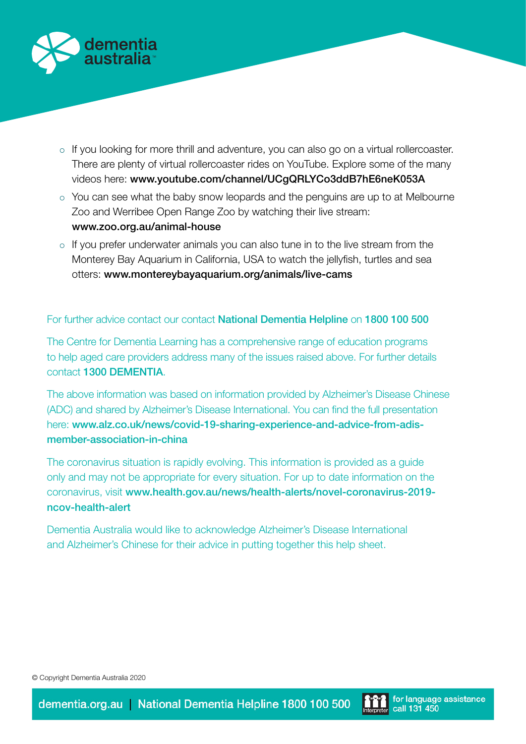- If you looking for more thrill and adventure, you can also go on a virtual rollercoaster. There are plenty of virtual rollercoaster rides on YouTube. Explore some of the many videos here: **www.youtube.com/channel/UCgQRLYCo3ddB7hE6neK053A**
- You can see what the baby snow leopards and the penguins are up to at Melbourne Zoo and Werribee Open Range Zoo by watching their live stream: **www.zoo.org.au/animal-house**
- If you prefer underwater animals you can also tune in to the live stream from the Monterey Bay Aquarium in California, USA to watch the jellyfish, turtles and sea otters: **www.montereybayaquarium.org/animals/live-cams**

For further advice contact our contact **National Dementia Helpline** on **1800 100 500**

The Centre for Dementia Learning has a comprehensive range of education programs to help aged care providers address many of the issues raised above. For further details contact **1300 DEMENTIA**.

The above information was based on information provided by Alzheimer's Disease Chinese (ADC) and shared by Alzheimer's Disease International. You can find the full presentation here: **www.alz.co.uk/news/covid-19-sharing-experience-and-advice-from-adis-member-association-in-china**

The coronavirus situation is rapidly evolving. This information is provided as a guide only and may not be appropriate for every situation. For up to date information on the coronavirus, visit **www.health.gov.au/news/health-alerts/novel-coronavirus-2019-ncov-health-alert**

Dementia Australia would like to acknowledge Alzheimer's Disease International and Alzheimer's Chinese for their advice in putting together this help sheet.

© Copyright Dementia Australia 2020

dementia.org.au | National Dementia Helpline 1800 100 500 | for language assistance call 131 450